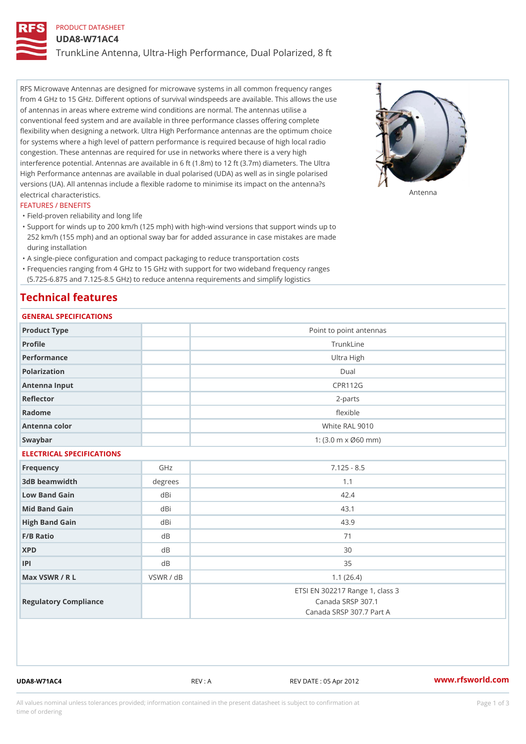PRODUCT DATASHEET

# UDA8-W71AC4

## TrunkLine Antenna, Ultra-High Performance, Dual Polarized, 8 ft

RFS Microwave Antennas are designed for microwave systems in all common frequency ranges from 4 GHz to 15 GHz. Different options of survival windspeeds are available. This allows the use of antennas in areas where extreme wind conditions are normal. The antennas utilise a conventional feed system and are available in three performance classes offering complete flexibility when designing a network. Ultra High Performance antennas are the optimum choice for systems where a high level of pattern performance is required because of high local radio congestion. These antennas are required for use in networks where there is a very high interference potential. Antennas are available in 6 ft (1.8m) to 12 ft (3.7m) diameters. The Ultra High Performance antennas are available in dual polarised (UDA) as well as in single polarised versions (UA). All antennas include a flexible radome to minimise its impact on the antenna?s electrical characteristics.

Antenna

FEATURES / BENEFITS

- Field-proven reliability and long life
- Support for winds up to 200 km/h (125 mph) with high-wind versions that support winds up to 252 km/h (155 mph) and an optional sway bar for added assurance in case mistakes are made during installation
- A single-piece configuration and compact packaging to reduce transportation costs
- Frequencies ranging from 4 GHz to 15 GHz with support for two wideband frequency ranges (5.725-6.875 and 7.125-8.5 GHz) to reduce antenna requirements and simplify logistics

## Technical features

### GENERAL SPECIFICATIONS

| | | |
|---|---|---|
| Product Type | | Point to point antennas |
| Profile | | TrunkLine |
| Performance | | Ultra High |
| Polarization | | Dual |
| Antenna Input | | CPR112G |
| Reflector | | 2-parts |
| Radome | | flexible |
| Antenna color | | White RAL 9010 |
| Swaybar | | 1: (3.0 m x Ø60 mm) |

### ELECTRICAL SPECIFICATIONS

| | | |
|---|---|---|
| Frequency | GHz | 7.125 - 8.5 |
| 3dB beamwidth | degrees | 1.1 |
| Low Band Gain | dBi | 42.4 |
| Mid Band Gain | dBi | 43.1 |
| High Band Gain | dBi | 43.9 |
| F/B Ratio | dB | 71 |
| XPD | dB | 30 |
| IPI | dB | 35 |
| Max VSWR / R L | VSWR / dB | 1.1 (26.4) |
| Regulatory Compliance | | ETSI EN 302217 Range 1, class 3<br>Canada SRSP 307.1<br>Canada SRSP 307.7 Part A |

UDA8-W71AC4 REV : A REV DATE : 05 Apr 2012 www.rfsworld.com

All values nominal unless tolerances provided; information contained in the present datasheet is subject to confirmation at time of ordering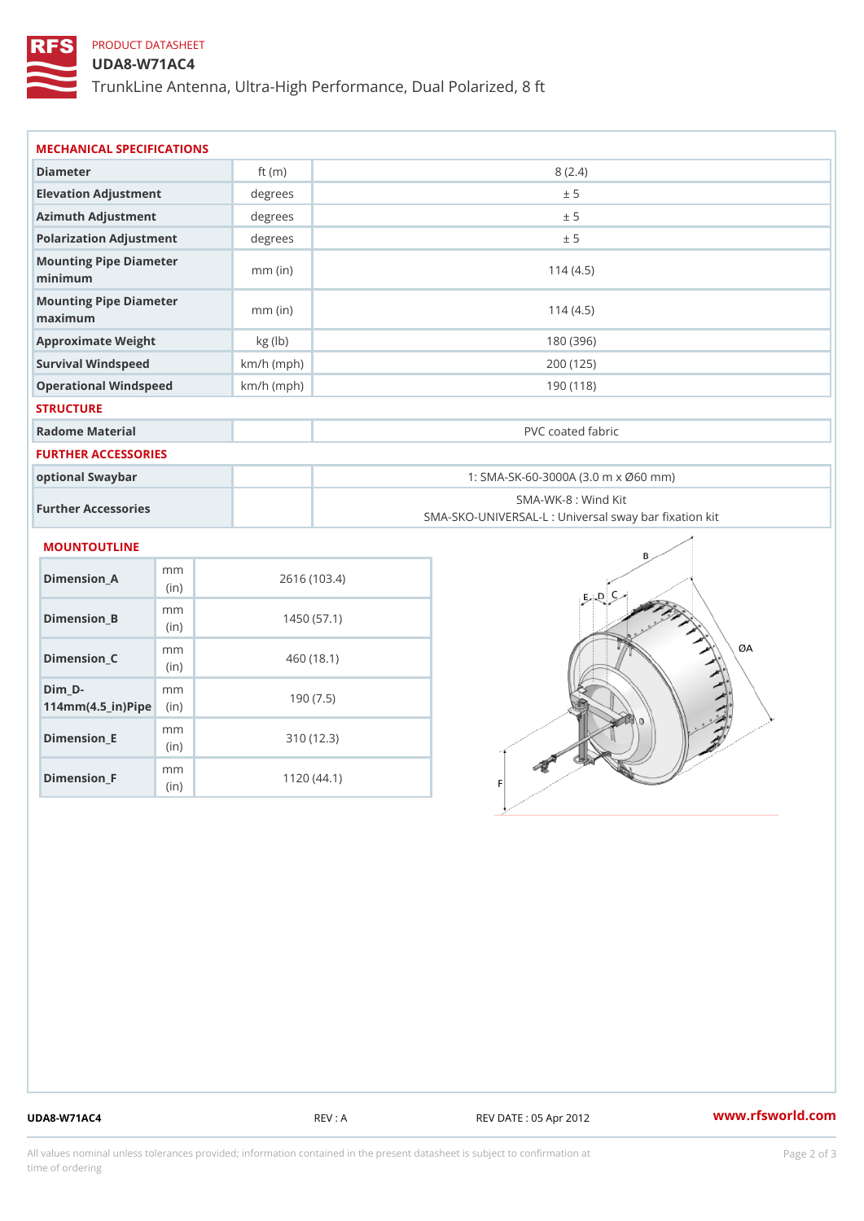PRODUCT DATASHEET

# UDA8-W71AC4

TrunkLine Antenna, Ultra-High Performance, Dual Polarized, 8 ft

## MECHANICAL SPECIFICATIONS

| | | |
|---|---|---|
| Diameter | ft (m) | 8 (2.4) |
| Elevation Adjustment | degrees | ± 5 |
| Azimuth Adjustment | degrees | ± 5 |
| Polarization Adjustment | degrees | ± 5 |
| Mounting Pipe Diameter minimum | mm (in) | 114 (4.5) |
| Mounting Pipe Diameter maximum | mm (in) | 114 (4.5) |
| Approximate Weight | kg (lb) | 180 (396) |
| Survival Windspeed | km/h (mph) | 200 (125) |
| Operational Windspeed | km/h (mph) | 190 (118) |

## STRUCTURE

| | | |
|---|---|---|
| Radome Material | | PVC coated fabric |

## FURTHER ACCESSORIES

| | | |
|---|---|---|
| optional Swaybar | | 1: SMA-SK-60-3000A (3.0 m x Ø60 mm) |
| Further Accessories | | SMA-WK-8 : Wind Kit<br>SMA-SKO-UNIVERSAL-L : Universal sway bar fixation kit |

## MOUNTOUTLINE

| | | |
|---|---|---|
| Dimension_A | mm (in) | 2616 (103.4) |
| Dimension_B | mm (in) | 1450 (57.1) |
| Dimension_C | mm (in) | 460 (18.1) |
| Dim_D-114mm(4.5_in)Pipe | mm (in) | 190 (7.5) |
| Dimension_E | mm (in) | 310 (12.3) |
| Dimension_F | mm (in) | 1120 (44.1) |

UDA8-W71AC4 REV : A REV DATE : 05 Apr 2012 www.rfsworld.com

All values nominal unless tolerances provided; information contained in the present datasheet is subject to confirmation at time of ordering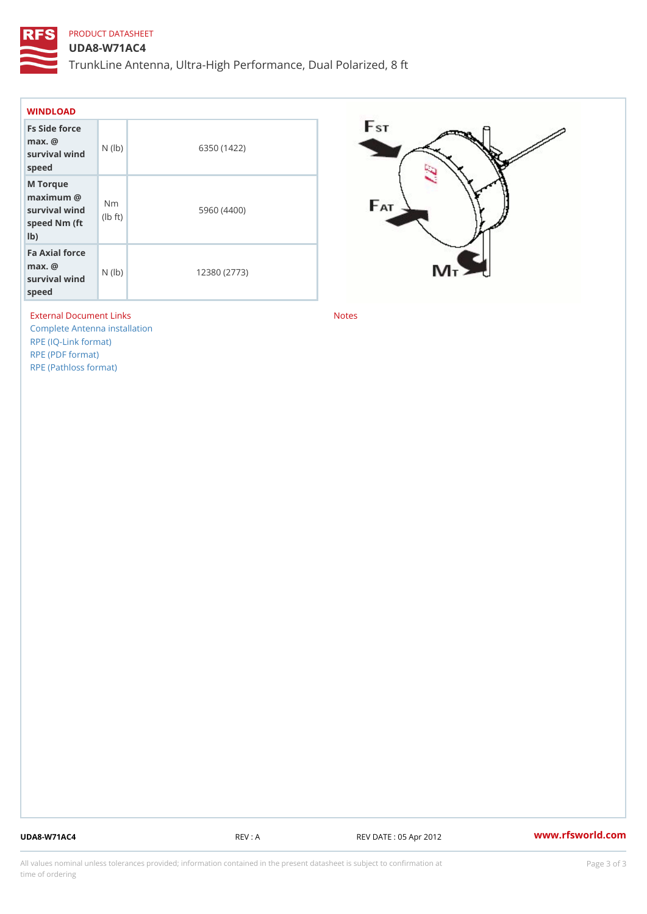PRODUCT DATASHEET

# UDA8-W71AC4

TrunkLine Antenna, Ultra-High Performance, Dual Polarized, 8 ft

## WINDLOAD

| | | |
|---|---|---|
| Fs Side force max. @ survival wind speed | N (lb) | 6350 (1422) |
| M Torque maximum @ survival wind speed Nm (ft lb) | Nm (lb ft) | 5960 (4400) |
| Fa Axial force max. @ survival wind speed | N (lb) | 12380 (2773) |

FST

FAT

MT

### External Document Links

Complete Antenna installation

RPE (IQ-Link format)

RPE (PDF format)

RPE (Pathloss format)

### Notes

UDA8-W71AC4 REV : A REV DATE : 05 Apr 2012 www.rfsworld.com

All values nominal unless tolerances provided; information contained in the present datasheet is subject to confirmation at time of ordering